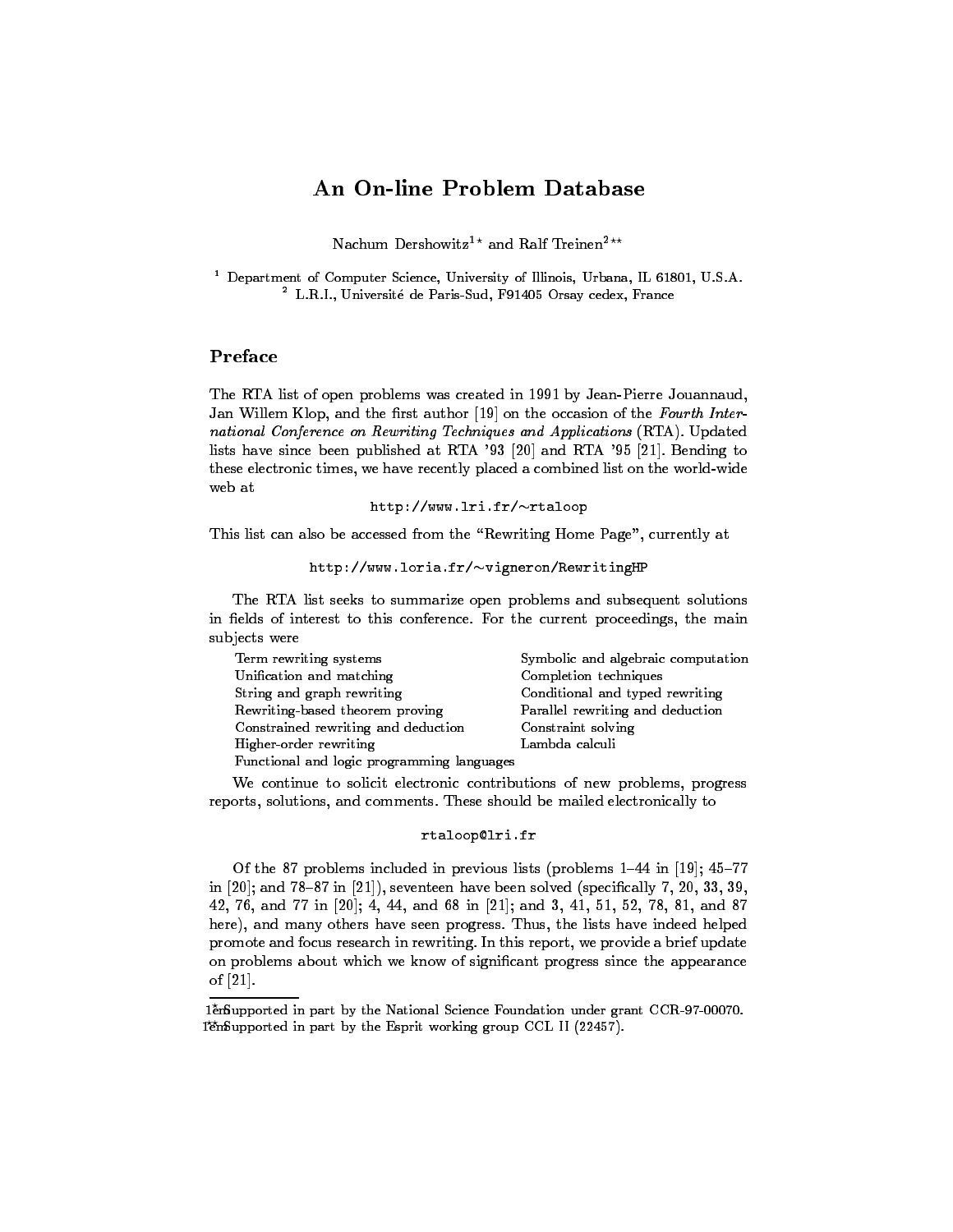# An On-line Problem Database

Nachum Dershowitz[1*] and Ralf Treinen[2**]

[1] Department of Computer Science, University of Illinois, Urbana, IL 61801, U.S.A.
[2] L.R.I., Université de Paris-Sud, F91405 Orsay cedex, France

## Preface

The RTA list of open problems was created in 1991 by Jean-Pierre Jouannaud, Jan Willem Klop, and the first author [19] on the occasion of the *Fourth International Conference on Rewriting Techniques and Applications* (RTA). Updated lists have since been published at RTA '93 [20] and RTA '95 [21]. Bending to these electronic times, we have recently placed a combined list on the world-wide web at

`http://www.lri.fr/~rtaloop`

This list can also be accessed from the "Rewriting Home Page", currently at

`http://www.loria.fr/~vigneron/RewritingHP`

The RTA list seeks to summarize open problems and subsequent solutions in fields of interest to this conference. For the current proceedings, the main subjects were

- Term rewriting systems
- Symbolic and algebraic computation
- Unification and matching
- Completion techniques
- String and graph rewriting
- Conditional and typed rewriting
- Rewriting-based theorem proving
- Parallel rewriting and deduction
- Constrained rewriting and deduction
- Constraint solving
- Higher-order rewriting
- Lambda calculi
- Functional and logic programming languages

We continue to solicit electronic contributions of new problems, progress reports, solutions, and comments. These should be mailed electronically to

`rtaloop@lri.fr`

Of the 87 problems included in previous lists (problems 1–44 in [19]; 45–77 in [20]; and 78–87 in [21]), seventeen have been solved (specifically 7, 20, 33, 39, 42, 76, and 77 in [20]; 4, 44, and 68 in [21]; and 3, 41, 51, 52, 78, 81, and 87 here), and many others have seen progress. Thus, the lists have indeed helped promote and focus research in rewriting. In this report, we provide a brief update on problems about which we know of significant progress since the appearance of [21].

---

\* Supported in part by the National Science Foundation under grant CCR-97-00070.

\*\* Supported in part by the Esprit working group CCL II (22457).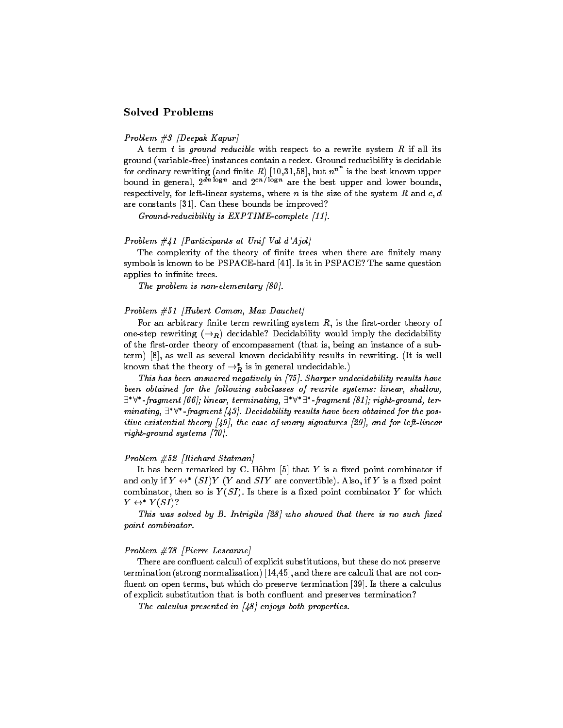## Solved Problems

*Problem #3 [Deepak Kapur]*

A term $t$ is *ground reducible* with respect to a rewrite system $R$ if all its ground (variable-free) instances contain a redex. Ground reducibility is decidable for ordinary rewriting (and finite $R$) [10,31,58], but $n^{n^n}$ is the best known upper bound in general, $2^{dn \log n}$ and $2^{cn/\log n}$ are the best upper and lower bounds, respectively, for left-linear systems, where $n$ is the size of the system $R$ and $c, d$ are constants [31]. Can these bounds be improved?

*Ground-reducibility is EXPTIME-complete [11].*

*Problem #41 [Participants at Unif Val d'Ajol]*

The complexity of the theory of finite trees when there are finitely many symbols is known to be PSPACE-hard [41]. Is it in PSPACE? The same question applies to infinite trees.

*The problem is non-elementary [80].*

*Problem #51 [Hubert Comon, Max Dauchet]*

For an arbitrary finite term rewriting system $R$, is the first-order theory of one-step rewriting ($\to_R$) decidable? Decidability would imply the decidability of the first-order theory of encompassment (that is, being an instance of a subterm) [8], as well as several known decidability results in rewriting. (It is well known that the theory of $\to_R^*$ is in general undecidable.)

*This has been answered negatively in [75]. Sharper undecidability results have been obtained for the following subclasses of rewrite systems: linear, shallow, $\exists^*\forall^*$-fragment [66]; linear, terminating, $\exists^*\forall^*\exists^*$-fragment [81]; right-ground, terminating, $\exists^*\forall^*$-fragment [43]. Decidability results have been obtained for the positive existential theory [49], the case of unary signatures [29], and for left-linear right-ground systems [70].*

*Problem #52 [Richard Statman]*

It has been remarked by C. Böhm [5] that $Y$ is a fixed point combinator if and only if $Y \leftrightarrow^* (SI)Y$ ($Y$ and $SIY$ are convertible). Also, if $Y$ is a fixed point combinator, then so is $Y(SI)$. Is there is a fixed point combinator $Y$ for which $Y \leftrightarrow^* Y(SI)$?

*This was solved by B. Intrigila [28] who showed that there is no such fixed point combinator.*

*Problem #78 [Pierre Lescanne]*

There are confluent calculi of explicit substitutions, but these do not preserve termination (strong normalization) [14,45], and there are calculi that are not confluent on open terms, but which do preserve termination [39]. Is there a calculus of explicit substitution that is both confluent and preserves termination?

*The calculus presented in [48] enjoys both properties.*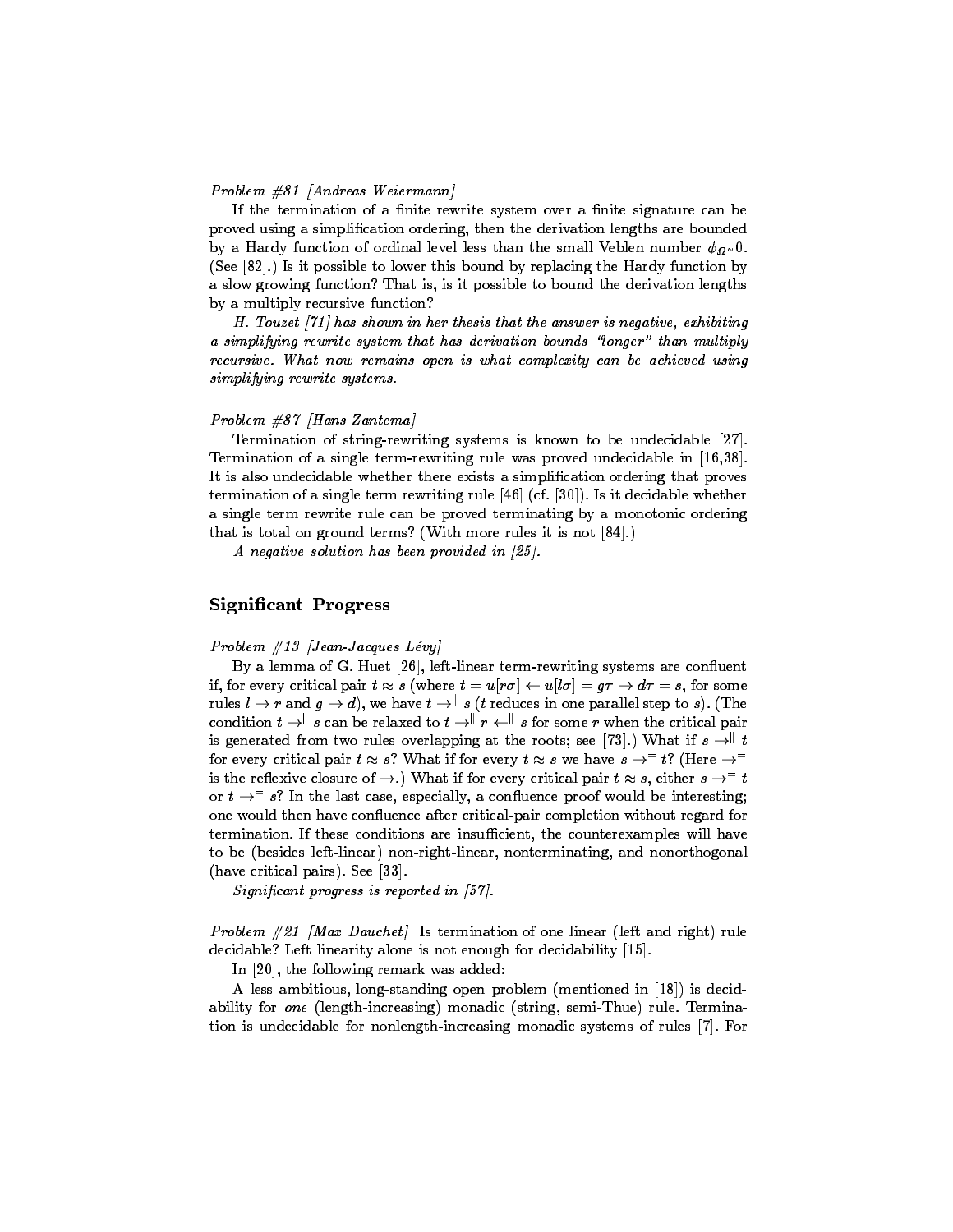*Problem #81 [Andreas Weiermann]*

If the termination of a finite rewrite system over a finite signature can be proved using a simplification ordering, then the derivation lengths are bounded by a Hardy function of ordinal level less than the small Veblen number $\phi_{\Omega^\omega}0$. (See [82].) Is it possible to lower this bound by replacing the Hardy function by a slow growing function? That is, is it possible to bound the derivation lengths by a multiply recursive function?

*H. Touzet [71] has shown in her thesis that the answer is negative, exhibiting a simplifying rewrite system that has derivation bounds "longer" than multiply recursive. What now remains open is what complexity can be achieved using simplifying rewrite systems.*

*Problem #87 [Hans Zantema]*

Termination of string-rewriting systems is known to be undecidable [27]. Termination of a single term-rewriting rule was proved undecidable in [16,38]. It is also undecidable whether there exists a simplification ordering that proves termination of a single term rewriting rule [46] (cf. [30]). Is it decidable whether a single term rewrite rule can be proved terminating by a monotonic ordering that is total on ground terms? (With more rules it is not [84].)

*A negative solution has been provided in [25].*

## Significant Progress

*Problem #13 [Jean-Jacques Lévy]*

By a lemma of G. Huet [26], left-linear term-rewriting systems are confluent if, for every critical pair $t \approx s$ (where $t = u[r\sigma] \leftarrow u[l\sigma] = g\tau \rightarrow d\tau = s$, for some rules $l \rightarrow r$ and $g \rightarrow d$), we have $t \rightarrow^{\parallel} s$ ($t$ reduces in one parallel step to $s$). (The condition $t \rightarrow^{\parallel} s$ can be relaxed to $t \rightarrow^{\parallel} r \leftarrow^{\parallel} s$ for some $r$ when the critical pair is generated from two rules overlapping at the roots; see [73].) What if $s \rightarrow^{\parallel} t$ for every critical pair $t \approx s$? What if for every $t \approx s$ we have $s \rightarrow^{=} t$? (Here $\rightarrow^{=}$ is the reflexive closure of $\rightarrow$.) What if for every critical pair $t \approx s$, either $s \rightarrow^{=} t$ or $t \rightarrow^{=} s$? In the last case, especially, a confluence proof would be interesting; one would then have confluence after critical-pair completion without regard for termination. If these conditions are insufficient, the counterexamples will have to be (besides left-linear) non-right-linear, nonterminating, and nonorthogonal (have critical pairs). See [33].

*Significant progress is reported in [57].*

*Problem #21 [Max Dauchet]* Is termination of one linear (left and right) rule decidable? Left linearity alone is not enough for decidability [15].

In [20], the following remark was added:

A less ambitious, long-standing open problem (mentioned in [18]) is decidability for *one* (length-increasing) monadic (string, semi-Thue) rule. Termination is undecidable for nonlength-increasing monadic systems of rules [7]. For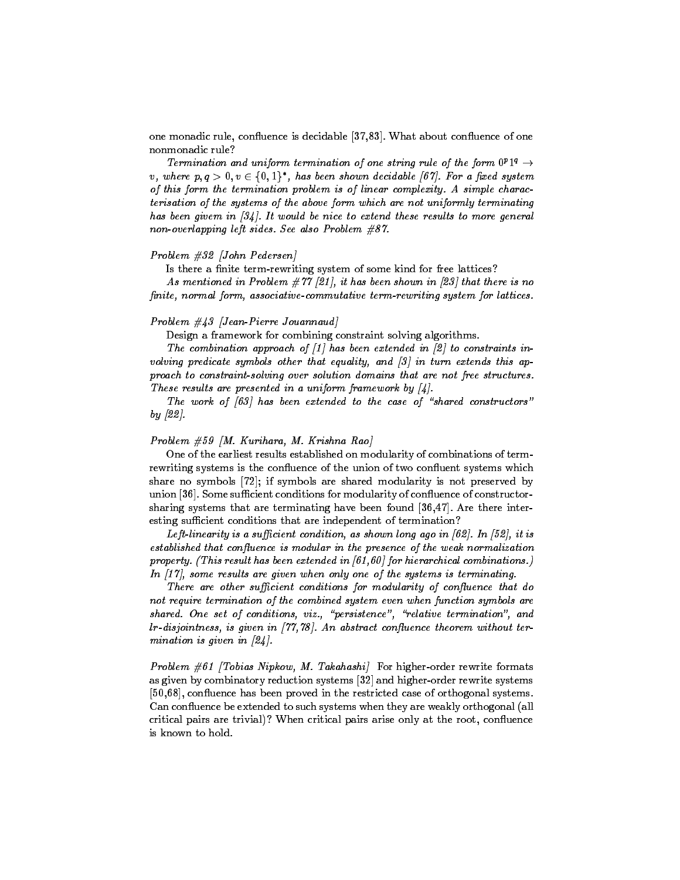one monadic rule, confluence is decidable [37,83]. What about confluence of one nonmonadic rule?

*Termination and uniform termination of one string rule of the form $0^p 1^q \to v$, where $p, q > 0, v \in \{0,1\}^*$, has been shown decidable [67]. For a fixed system of this form the termination problem is of linear complexity. A simple characterisation of the systems of the above form which are not uniformly terminating has been givem in [34]. It would be nice to extend these results to more general non-overlapping left sides. See also Problem #87.*

*Problem #32 [John Pedersen]*

Is there a finite term-rewriting system of some kind for free lattices?

*As mentioned in Problem #77 [21], it has been shown in [23] that there is no finite, normal form, associative-commutative term-rewriting system for lattices.*

*Problem #43 [Jean-Pierre Jouannaud]*

Design a framework for combining constraint solving algorithms.

*The combination approach of [1] has been extended in [2] to constraints involving predicate symbols other that equality, and [3] in turn extends this approach to constraint-solving over solution domains that are not free structures. These results are presented in a uniform framework by [4].*

*The work of [63] has been extended to the case of "shared constructors" by [22].*

*Problem #59 [M. Kurihara, M. Krishna Rao]*

One of the earliest results established on modularity of combinations of term-rewriting systems is the confluence of the union of two confluent systems which share no symbols [72]; if symbols are shared modularity is not preserved by union [36]. Some sufficient conditions for modularity of confluence of constructor-sharing systems that are terminating have been found [36,47]. Are there interesting sufficient conditions that are independent of termination?

*Left-linearity is a sufficient condition, as shown long ago in [62]. In [52], it is established that confluence is modular in the presence of the weak normalization property. (This result has been extended in [61,60] for hierarchical combinations.) In [17], some results are given when only one of the systems is terminating.*

*There are other sufficient conditions for modularity of confluence that do not require termination of the combined system even when function symbols are shared. One set of conditions, viz., "persistence", "relative termination", and lr-disjointness, is given in [77,78]. An abstract confluence theorem without termination is given in [24].*

*Problem #61 [Tobias Nipkow, M. Takahashi]* For higher-order rewrite formats as given by combinatory reduction systems [32] and higher-order rewrite systems [50,68], confluence has been proved in the restricted case of orthogonal systems. Can confluence be extended to such systems when they are weakly orthogonal (all critical pairs are trivial)? When critical pairs arise only at the root, confluence is known to hold.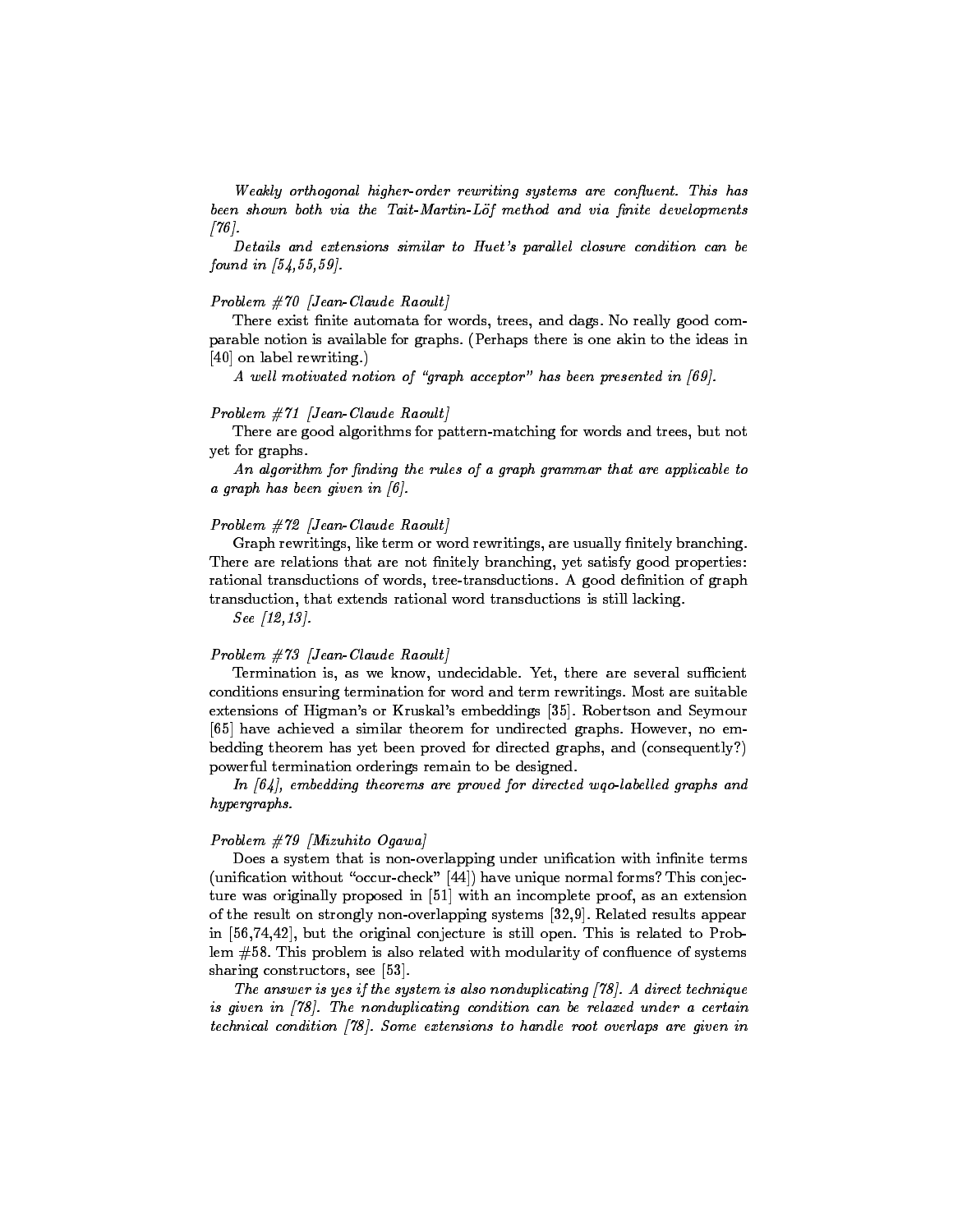*Weakly orthogonal higher-order rewriting systems are confluent. This has been shown both via the Tait-Martin-Löf method and via finite developments [76].*

*Details and extensions similar to Huet's parallel closure condition can be found in [54,55,59].*

*Problem #70 [Jean-Claude Raoult]*

There exist finite automata for words, trees, and dags. No really good comparable notion is available for graphs. (Perhaps there is one akin to the ideas in [40] on label rewriting.)

*A well motivated notion of "graph acceptor" has been presented in [69].*

*Problem #71 [Jean-Claude Raoult]*

There are good algorithms for pattern-matching for words and trees, but not yet for graphs.

*An algorithm for finding the rules of a graph grammar that are applicable to a graph has been given in [6].*

*Problem #72 [Jean-Claude Raoult]*

Graph rewritings, like term or word rewritings, are usually finitely branching. There are relations that are not finitely branching, yet satisfy good properties: rational transductions of words, tree-transductions. A good definition of graph transduction, that extends rational word transductions is still lacking.

*See [12,13].*

*Problem #73 [Jean-Claude Raoult]*

Termination is, as we know, undecidable. Yet, there are several sufficient conditions ensuring termination for word and term rewritings. Most are suitable extensions of Higman's or Kruskal's embeddings [35]. Robertson and Seymour [65] have achieved a similar theorem for undirected graphs. However, no embedding theorem has yet been proved for directed graphs, and (consequently?) powerful termination orderings remain to be designed.

*In [64], embedding theorems are proved for directed wqo-labelled graphs and hypergraphs.*

*Problem #79 [Mizuhito Ogawa]*

Does a system that is non-overlapping under unification with infinite terms (unification without "occur-check" [44]) have unique normal forms? This conjecture was originally proposed in [51] with an incomplete proof, as an extension of the result on strongly non-overlapping systems [32,9]. Related results appear in [56,74,42], but the original conjecture is still open. This is related to Problem #58. This problem is also related with modularity of confluence of systems sharing constructors, see [53].

*The answer is yes if the system is also nonduplicating [78]. A direct technique is given in [78]. The nonduplicating condition can be relaxed under a certain technical condition [78]. Some extensions to handle root overlaps are given in*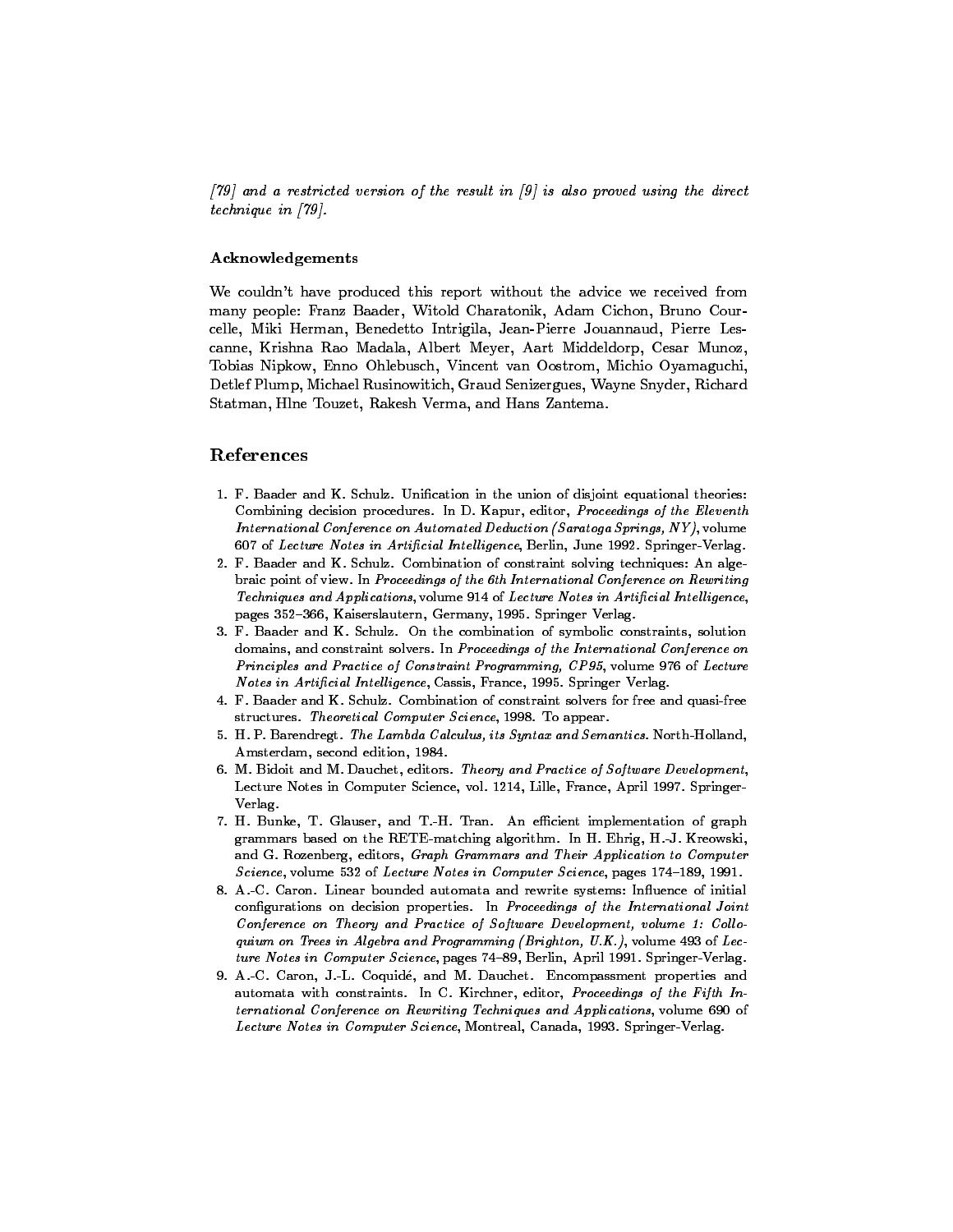*[79] and a restricted version of the result in [9] is also proved using the direct technique in [79].*

#### Acknowledgements

We couldn't have produced this report without the advice we received from many people: Franz Baader, Witold Charatonik, Adam Cichon, Bruno Courcelle, Miki Herman, Benedetto Intrigila, Jean-Pierre Jouannaud, Pierre Lescanne, Krishna Rao Madala, Albert Meyer, Aart Middeldorp, Cesar Munoz, Tobias Nipkow, Enno Ohlebusch, Vincent van Oostrom, Michio Oyamaguchi, Detlef Plump, Michael Rusinowitich, Graud Senizergues, Wayne Snyder, Richard Statman, Hlne Touzet, Rakesh Verma, and Hans Zantema.

## References

1. F. Baader and K. Schulz. Unification in the union of disjoint equational theories: Combining decision procedures. In D. Kapur, editor, *Proceedings of the Eleventh International Conference on Automated Deduction (Saratoga Springs, NY)*, volume 607 of *Lecture Notes in Artificial Intelligence*, Berlin, June 1992. Springer-Verlag.
2. F. Baader and K. Schulz. Combination of constraint solving techniques: An algebraic point of view. In *Proceedings of the 6th International Conference on Rewriting Techniques and Applications*, volume 914 of *Lecture Notes in Artificial Intelligence*, pages 352–366, Kaiserslautern, Germany, 1995. Springer Verlag.
3. F. Baader and K. Schulz. On the combination of symbolic constraints, solution domains, and constraint solvers. In *Proceedings of the International Conference on Principles and Practice of Constraint Programming, CP95*, volume 976 of *Lecture Notes in Artificial Intelligence*, Cassis, France, 1995. Springer Verlag.
4. F. Baader and K. Schulz. Combination of constraint solvers for free and quasi-free structures. *Theoretical Computer Science*, 1998. To appear.
5. H. P. Barendregt. *The Lambda Calculus, its Syntax and Semantics.* North-Holland, Amsterdam, second edition, 1984.
6. M. Bidoit and M. Dauchet, editors. *Theory and Practice of Software Development*, Lecture Notes in Computer Science, vol. 1214, Lille, France, April 1997. Springer-Verlag.
7. H. Bunke, T. Glauser, and T.-H. Tran. An efficient implementation of graph grammars based on the RETE-matching algorithm. In H. Ehrig, H.-J. Kreowski, and G. Rozenberg, editors, *Graph Grammars and Their Application to Computer Science*, volume 532 of *Lecture Notes in Computer Science*, pages 174–189, 1991.
8. A.-C. Caron. Linear bounded automata and rewrite systems: Influence of initial configurations on decision properties. In *Proceedings of the International Joint Conference on Theory and Practice of Software Development, volume 1: Colloquium on Trees in Algebra and Programming (Brighton, U.K.)*, volume 493 of *Lecture Notes in Computer Science*, pages 74–89, Berlin, April 1991. Springer-Verlag.
9. A.-C. Caron, J.-L. Coquidé, and M. Dauchet. Encompassment properties and automata with constraints. In C. Kirchner, editor, *Proceedings of the Fifth International Conference on Rewriting Techniques and Applications*, volume 690 of *Lecture Notes in Computer Science*, Montreal, Canada, 1993. Springer-Verlag.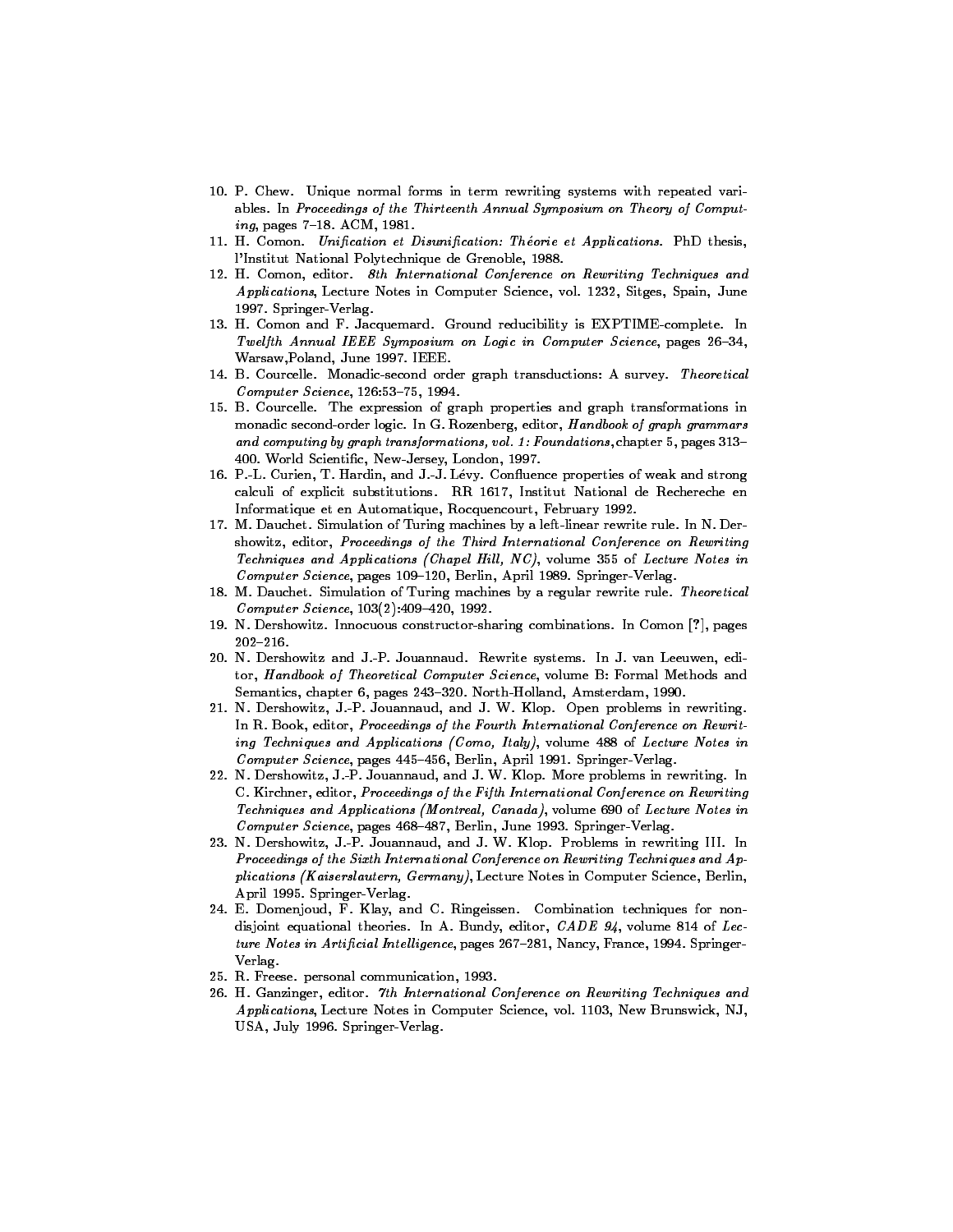10. P. Chew. Unique normal forms in term rewriting systems with repeated variables. In *Proceedings of the Thirteenth Annual Symposium on Theory of Computing*, pages 7–18. ACM, 1981.
11. H. Comon. *Unification et Disunification: Théorie et Applications*. PhD thesis, l'Institut National Polytechnique de Grenoble, 1988.
12. H. Comon, editor. *8th International Conference on Rewriting Techniques and Applications*, Lecture Notes in Computer Science, vol. 1232, Sitges, Spain, June 1997. Springer-Verlag.
13. H. Comon and F. Jacquemard. Ground reducibility is EXPTIME-complete. In *Twelfth Annual IEEE Symposium on Logic in Computer Science*, pages 26–34, Warsaw,Poland, June 1997. IEEE.
14. B. Courcelle. Monadic-second order graph transductions: A survey. *Theoretical Computer Science*, 126:53–75, 1994.
15. B. Courcelle. The expression of graph properties and graph transformations in monadic second-order logic. In G. Rozenberg, editor, *Handbook of graph grammars and computing by graph transformations, vol. 1: Foundations*, chapter 5, pages 313–400. World Scientific, New-Jersey, London, 1997.
16. P.-L. Curien, T. Hardin, and J.-J. Lévy. Confluence properties of weak and strong calculi of explicit substitutions. RR 1617, Institut National de Rechereche en Informatique et en Automatique, Rocquencourt, February 1992.
17. M. Dauchet. Simulation of Turing machines by a left-linear rewrite rule. In N. Dershowitz, editor, *Proceedings of the Third International Conference on Rewriting Techniques and Applications (Chapel Hill, NC)*, volume 355 of *Lecture Notes in Computer Science*, pages 109–120, Berlin, April 1989. Springer-Verlag.
18. M. Dauchet. Simulation of Turing machines by a regular rewrite rule. *Theoretical Computer Science*, 103(2):409–420, 1992.
19. N. Dershowitz. Innocuous constructor-sharing combinations. In Comon [?], pages 202–216.
20. N. Dershowitz and J.-P. Jouannaud. Rewrite systems. In J. van Leeuwen, editor, *Handbook of Theoretical Computer Science*, volume B: Formal Methods and Semantics, chapter 6, pages 243–320. North-Holland, Amsterdam, 1990.
21. N. Dershowitz, J.-P. Jouannaud, and J. W. Klop. Open problems in rewriting. In R. Book, editor, *Proceedings of the Fourth International Conference on Rewriting Techniques and Applications (Como, Italy)*, volume 488 of *Lecture Notes in Computer Science*, pages 445–456, Berlin, April 1991. Springer-Verlag.
22. N. Dershowitz, J.-P. Jouannaud, and J. W. Klop. More problems in rewriting. In C. Kirchner, editor, *Proceedings of the Fifth International Conference on Rewriting Techniques and Applications (Montreal, Canada)*, volume 690 of *Lecture Notes in Computer Science*, pages 468–487, Berlin, June 1993. Springer-Verlag.
23. N. Dershowitz, J.-P. Jouannaud, and J. W. Klop. Problems in rewriting III. In *Proceedings of the Sixth International Conference on Rewriting Techniques and Applications (Kaiserslautern, Germany)*, Lecture Notes in Computer Science, Berlin, April 1995. Springer-Verlag.
24. E. Domenjoud, F. Klay, and C. Ringeissen. Combination techniques for non-disjoint equational theories. In A. Bundy, editor, *CADE 94*, volume 814 of *Lecture Notes in Artificial Intelligence*, pages 267–281, Nancy, France, 1994. Springer-Verlag.
25. R. Freese. personal communication, 1993.
26. H. Ganzinger, editor. *7th International Conference on Rewriting Techniques and Applications*, Lecture Notes in Computer Science, vol. 1103, New Brunswick, NJ, USA, July 1996. Springer-Verlag.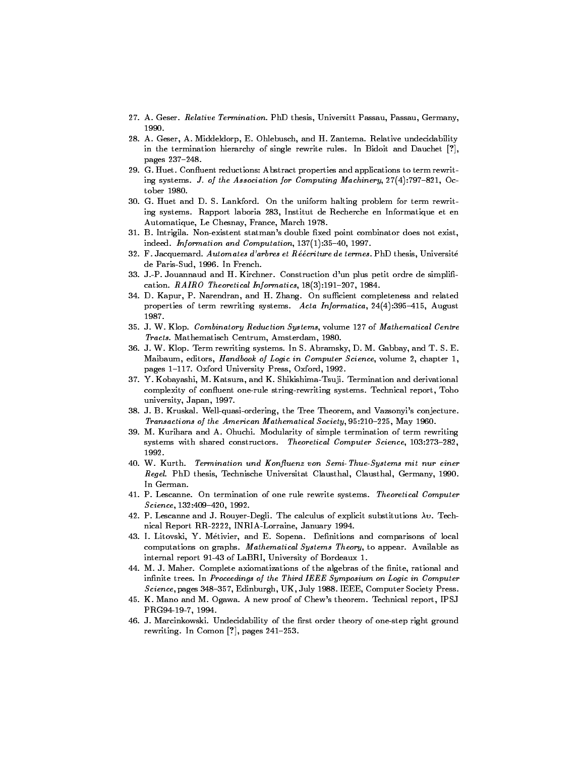27. A. Geser. *Relative Termination.* PhD thesis, Universitt Passau, Passau, Germany, 1990.
28. A. Geser, A. Middeldorp, E. Ohlebusch, and H. Zantema. Relative undecidability in the termination hierarchy of single rewrite rules. In Bidoit and Dauchet [?], pages 237–248.
29. G. Huet. Confluent reductions: Abstract properties and applications to term rewriting systems. *J. of the Association for Computing Machinery*, 27(4):797–821, October 1980.
30. G. Huet and D. S. Lankford. On the uniform halting problem for term rewriting systems. Rapport laboria 283, Institut de Recherche en Informatique et en Automatique, Le Chesnay, France, March 1978.
31. B. Intrigila. Non-existent statman's double fixed point combinator does not exist, indeed. *Information and Computation*, 137(1):35–40, 1997.
32. F. Jacquemard. *Automates d'arbres et Réécriture de termes.* PhD thesis, Université de Paris-Sud, 1996. In French.
33. J.-P. Jouannaud and H. Kirchner. Construction d'un plus petit ordre de simplification. *RAIRO Theoretical Informatics*, 18(3):191–207, 1984.
34. D. Kapur, P. Narendran, and H. Zhang. On sufficient completeness and related properties of term rewriting systems. *Acta Informatica*, 24(4):395–415, August 1987.
35. J. W. Klop. *Combinatory Reduction Systems*, volume 127 of *Mathematical Centre Tracts*. Mathematisch Centrum, Amsterdam, 1980.
36. J. W. Klop. Term rewriting systems. In S. Abramsky, D. M. Gabbay, and T. S. E. Maibaum, editors, *Handbook of Logic in Computer Science*, volume 2, chapter 1, pages 1–117. Oxford University Press, Oxford, 1992.
37. Y. Kobayashi, M. Katsura, and K. Shikishima-Tsuji. Termination and derivational complexity of confluent one-rule string-rewriting systems. Technical report, Toho university, Japan, 1997.
38. J. B. Kruskal. Well-quasi-ordering, the Tree Theorem, and Vazsonyi's conjecture. *Transactions of the American Mathematical Society*, 95:210–225, May 1960.
39. M. Kurihara and A. Ohuchi. Modularity of simple termination of term rewriting systems with shared constructors. *Theoretical Computer Science*, 103:273–282, 1992.
40. W. Kurth. *Termination und Konfluenz von Semi-Thue-Systems mit nur einer Regel.* PhD thesis, Technische Universitat Clausthal, Clausthal, Germany, 1990. In German.
41. P. Lescanne. On termination of one rule rewrite systems. *Theoretical Computer Science*, 132:409–420, 1992.
42. P. Lescanne and J. Rouyer-Degli. The calculus of explicit substitutions $\lambda\upsilon$. Technical Report RR-2222, INRIA-Lorraine, January 1994.
43. I. Litovski, Y. Métivier, and E. Sopena. Definitions and comparisons of local computations on graphs. *Mathematical Systems Theory*, to appear. Available as internal report 91-43 of LaBRI, University of Bordeaux 1.
44. M. J. Maher. Complete axiomatizations of the algebras of the finite, rational and infinite trees. In *Proceedings of the Third IEEE Symposium on Logic in Computer Science*, pages 348–357, Edinburgh, UK, July 1988. IEEE, Computer Society Press.
45. K. Mano and M. Ogawa. A new proof of Chew's theorem. Technical report, IPSJ PRG94-19-7, 1994.
46. J. Marcinkowski. Undecidability of the first order theory of one-step right ground rewriting. In Comon [?], pages 241–253.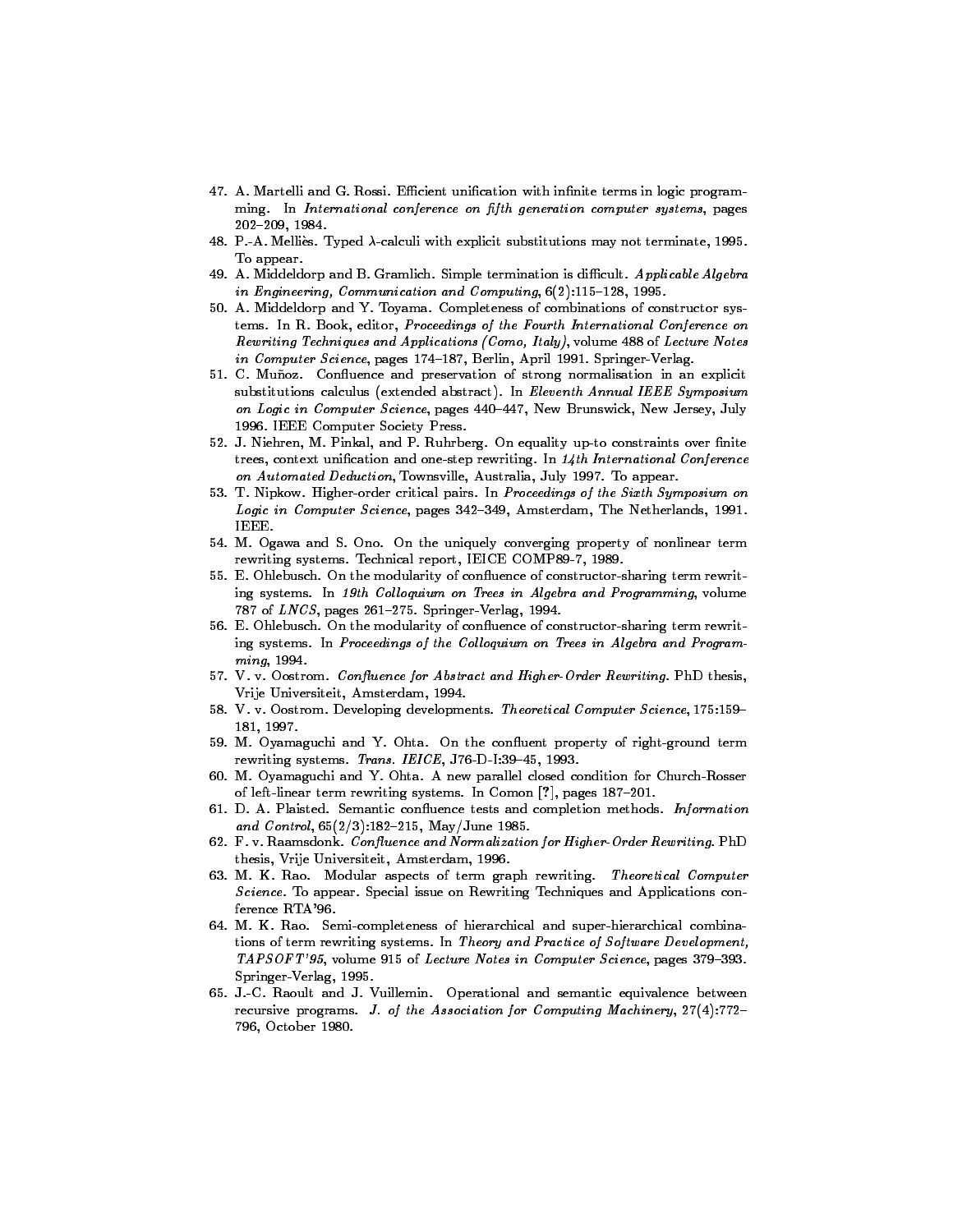47. A. Martelli and G. Rossi. Efficient unification with infinite terms in logic programming. In *International conference on fifth generation computer systems*, pages 202–209, 1984.
48. P.-A. Melliès. Typed $\lambda$-calculi with explicit substitutions may not terminate, 1995. To appear.
49. A. Middeldorp and B. Gramlich. Simple termination is difficult. *Applicable Algebra in Engineering, Communication and Computing*, 6(2):115–128, 1995.
50. A. Middeldorp and Y. Toyama. Completeness of combinations of constructor systems. In R. Book, editor, *Proceedings of the Fourth International Conference on Rewriting Techniques and Applications (Como, Italy)*, volume 488 of *Lecture Notes in Computer Science*, pages 174–187, Berlin, April 1991. Springer-Verlag.
51. C. Muñoz. Confluence and preservation of strong normalisation in an explicit substitutions calculus (extended abstract). In *Eleventh Annual IEEE Symposium on Logic in Computer Science*, pages 440–447, New Brunswick, New Jersey, July 1996. IEEE Computer Society Press.
52. J. Niehren, M. Pinkal, and P. Ruhrberg. On equality up-to constraints over finite trees, context unification and one-step rewriting. In *14th International Conference on Automated Deduction*, Townsville, Australia, July 1997. To appear.
53. T. Nipkow. Higher-order critical pairs. In *Proceedings of the Sixth Symposium on Logic in Computer Science*, pages 342–349, Amsterdam, The Netherlands, 1991. IEEE.
54. M. Ogawa and S. Ono. On the uniquely converging property of nonlinear term rewriting systems. Technical report, IEICE COMP89-7, 1989.
55. E. Ohlebusch. On the modularity of confluence of constructor-sharing term rewriting systems. In *19th Colloquium on Trees in Algebra and Programming*, volume 787 of *LNCS*, pages 261–275. Springer-Verlag, 1994.
56. E. Ohlebusch. On the modularity of confluence of constructor-sharing term rewriting systems. In *Proceedings of the Colloquium on Trees in Algebra and Programming*, 1994.
57. V. v. Oostrom. *Confluence for Abstract and Higher-Order Rewriting*. PhD thesis, Vrije Universiteit, Amsterdam, 1994.
58. V. v. Oostrom. Developing developments. *Theoretical Computer Science*, 175:159–181, 1997.
59. M. Oyamaguchi and Y. Ohta. On the confluent property of right-ground term rewriting systems. *Trans. IEICE*, J76-D-I:39–45, 1993.
60. M. Oyamaguchi and Y. Ohta. A new parallel closed condition for Church-Rosser of left-linear term rewriting systems. In Comon [?], pages 187–201.
61. D. A. Plaisted. Semantic confluence tests and completion methods. *Information and Control*, 65(2/3):182–215, May/June 1985.
62. F. v. Raamsdonk. *Confluence and Normalization for Higher-Order Rewriting*. PhD thesis, Vrije Universiteit, Amsterdam, 1996.
63. M. K. Rao. Modular aspects of term graph rewriting. *Theoretical Computer Science*. To appear. Special issue on Rewriting Techniques and Applications conference RTA'96.
64. M. K. Rao. Semi-completeness of hierarchical and super-hierarchical combinations of term rewriting systems. In *Theory and Practice of Software Development, TAPSOFT'95*, volume 915 of *Lecture Notes in Computer Science*, pages 379–393. Springer-Verlag, 1995.
65. J.-C. Raoult and J. Vuillemin. Operational and semantic equivalence between recursive programs. *J. of the Association for Computing Machinery*, 27(4):772–796, October 1980.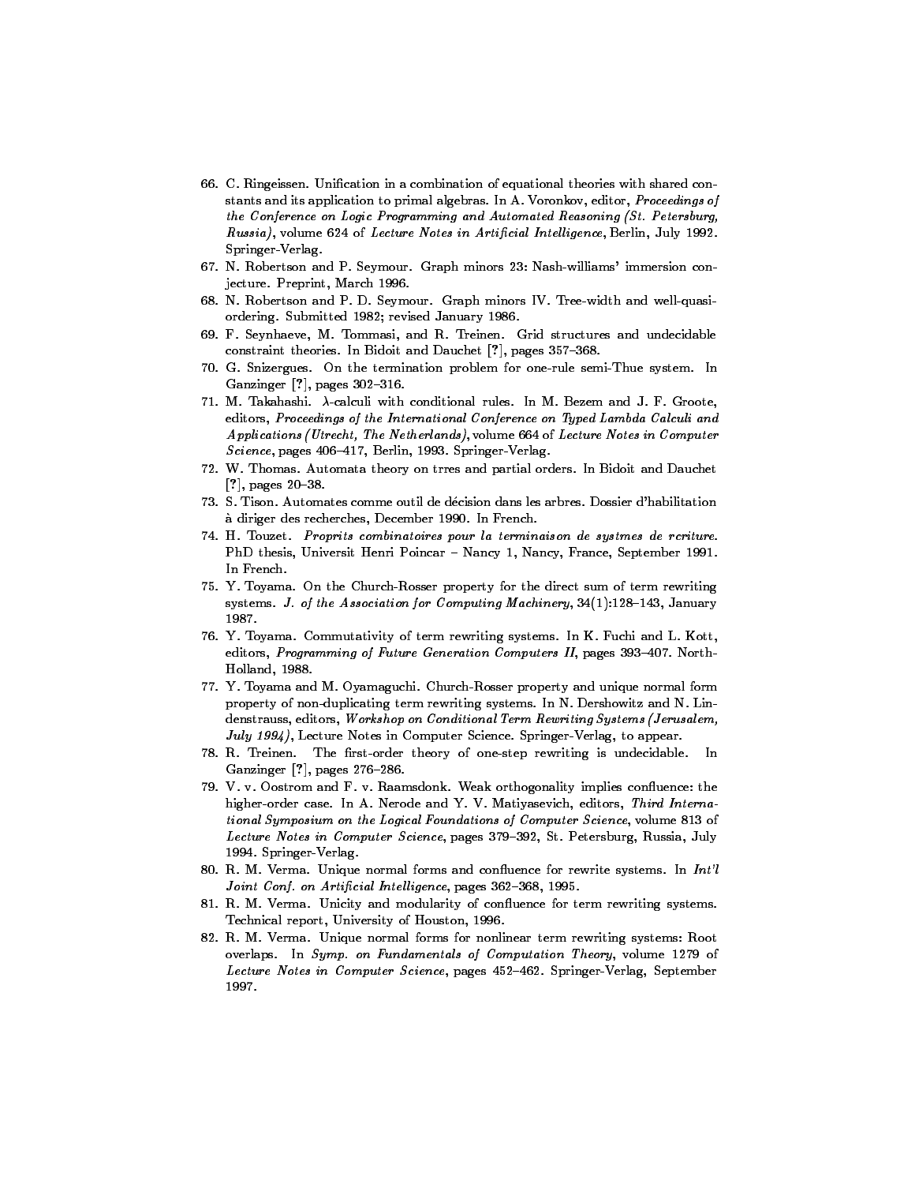66. C. Ringeissen. Unification in a combination of equational theories with shared constants and its application to primal algebras. In A. Voronkov, editor, *Proceedings of the Conference on Logic Programming and Automated Reasoning (St. Petersburg, Russia)*, volume 624 of *Lecture Notes in Artificial Intelligence*, Berlin, July 1992. Springer-Verlag.
67. N. Robertson and P. Seymour. Graph minors 23: Nash-williams' immersion conjecture. Preprint, March 1996.
68. N. Robertson and P. D. Seymour. Graph minors IV. Tree-width and well-quasi-ordering. Submitted 1982; revised January 1986.
69. F. Seynhaeve, M. Tommasi, and R. Treinen. Grid structures and undecidable constraint theories. In Bidoit and Dauchet [?], pages 357–368.
70. G. Snizergues. On the termination problem for one-rule semi-Thue system. In Ganzinger [?], pages 302–316.
71. M. Takahashi. $\lambda$-calculi with conditional rules. In M. Bezem and J. F. Groote, editors, *Proceedings of the International Conference on Typed Lambda Calculi and Applications (Utrecht, The Netherlands)*, volume 664 of *Lecture Notes in Computer Science*, pages 406–417, Berlin, 1993. Springer-Verlag.
72. W. Thomas. Automata theory on trres and partial orders. In Bidoit and Dauchet [?], pages 20–38.
73. S. Tison. Automates comme outil de décision dans les arbres. Dossier d'habilitation à diriger des recherches, December 1990. In French.
74. H. Touzet. *Proprits combinatoires pour la terminaison de systmes de rcriture.* PhD thesis, Universit Henri Poincar – Nancy 1, Nancy, France, September 1991. In French.
75. Y. Toyama. On the Church-Rosser property for the direct sum of term rewriting systems. *J. of the Association for Computing Machinery*, 34(1):128–143, January 1987.
76. Y. Toyama. Commutativity of term rewriting systems. In K. Fuchi and L. Kott, editors, *Programming of Future Generation Computers II*, pages 393–407. North-Holland, 1988.
77. Y. Toyama and M. Oyamaguchi. Church-Rosser property and unique normal form property of non-duplicating term rewriting systems. In N. Dershowitz and N. Lindenstrauss, editors, *Workshop on Conditional Term Rewriting Systems (Jerusalem, July 1994)*, Lecture Notes in Computer Science. Springer-Verlag, to appear.
78. R. Treinen. The first-order theory of one-step rewriting is undecidable. In Ganzinger [?], pages 276–286.
79. V. v. Oostrom and F. v. Raamsdonk. Weak orthogonality implies confluence: the higher-order case. In A. Nerode and Y. V. Matiyasevich, editors, *Third International Symposium on the Logical Foundations of Computer Science*, volume 813 of *Lecture Notes in Computer Science*, pages 379–392, St. Petersburg, Russia, July 1994. Springer-Verlag.
80. R. M. Verma. Unique normal forms and confluence for rewrite systems. In *Int'l Joint Conf. on Artificial Intelligence*, pages 362–368, 1995.
81. R. M. Verma. Unicity and modularity of confluence for term rewriting systems. Technical report, University of Houston, 1996.
82. R. M. Verma. Unique normal forms for nonlinear term rewriting systems: Root overlaps. In *Symp. on Fundamentals of Computation Theory*, volume 1279 of *Lecture Notes in Computer Science*, pages 452–462. Springer-Verlag, September 1997.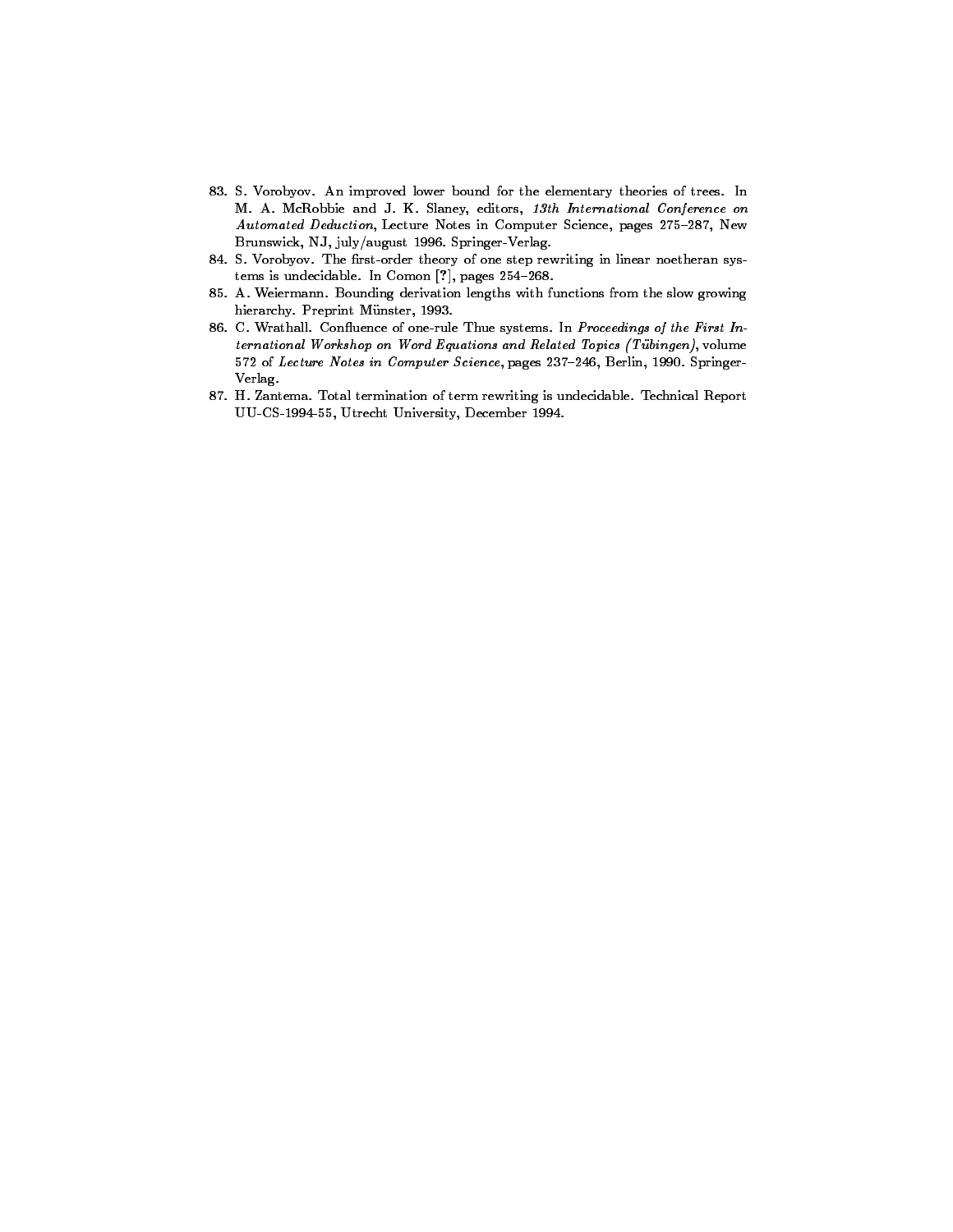83. S. Vorobyov. An improved lower bound for the elementary theories of trees. In M. A. McRobbie and J. K. Slaney, editors, *13th International Conference on Automated Deduction*, Lecture Notes in Computer Science, pages 275–287, New Brunswick, NJ, july/august 1996. Springer-Verlag.
84. S. Vorobyov. The first-order theory of one step rewriting in linear noetheran systems is undecidable. In Comon [**?**], pages 254–268.
85. A. Weiermann. Bounding derivation lengths with functions from the slow growing hierarchy. Preprint Münster, 1993.
86. C. Wrathall. Confluence of one-rule Thue systems. In *Proceedings of the First International Workshop on Word Equations and Related Topics (Tübingen)*, volume 572 of *Lecture Notes in Computer Science*, pages 237–246, Berlin, 1990. Springer-Verlag.
87. H. Zantema. Total termination of term rewriting is undecidable. Technical Report UU-CS-1994-55, Utrecht University, December 1994.